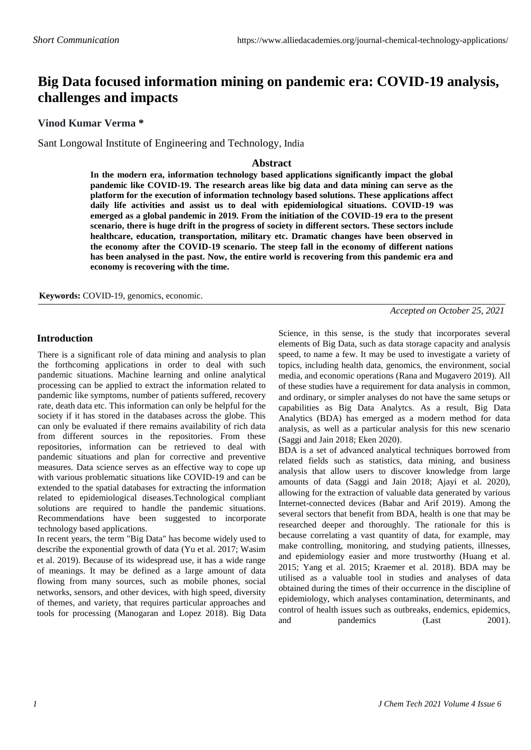*Short Communication*

# Big Data focused information mining on pandemic era: COVID-19 analysis, challenges and impacts

**Vinod Kumar Verma ***

Sant Longowal Institute of Engineering and Technology, India

## Abstract

**In the modern era, information technology based applications significantly impact the global pandemic like COVID-19. The research areas like big data and data mining can serve as the platform for the execution of information technology based solutions. These applications affect daily life activities and assist us to deal with epidemiological situations. COVID-19 was emerged as a global pandemic in 2019. From the initiation of the COVID-19 era to the present scenario, there is huge drift in the progress of society in different sectors. These sectors include healthcare, education, transportation, military etc. Dramatic changes have been observed in the economy after the COVID-19 scenario. The steep fall in the economy of different nations has been analysed in the past. Now, the entire world is recovering from this pandemic era and economy is recovering with the time.**

**Keywords:** COVID-19, genomics, economic.

*Accepted on October 25, 2021*

## Introduction

There is a significant role of data mining and analysis to plan the forthcoming applications in order to deal with such pandemic situations. Machine learning and online analytical processing can be applied to extract the information related to pandemic like symptoms, number of patients suffered, recovery rate, death data etc. This information can only be helpful for the society if it has stored in the databases across the globe. This can only be evaluated if there remains availability of rich data from different sources in the repositories. From these repositories, information can be retrieved to deal with pandemic situations and plan for corrective and preventive measures. Data science serves as an effective way to cope up with various problematic situations like COVID-19 and can be extended to the spatial databases for extracting the information related to epidemiological diseases.Technological compliant solutions are required to handle the pandemic situations. Recommendations have been suggested to incorporate technology based applications.

In recent years, the term "Big Data" has become widely used to describe the exponential growth of data (Yu et al. 2017; Wasim et al. 2019). Because of its widespread use, it has a wide range of meanings. It may be defined as a large amount of data flowing from many sources, such as mobile phones, social networks, sensors, and other devices, with high speed, diversity of themes, and variety, that requires particular approaches and tools for processing (Manogaran and Lopez 2018). Big Data Science, in this sense, is the study that incorporates several elements of Big Data, such as data storage capacity and analysis speed, to name a few. It may be used to investigate a variety of topics, including health data, genomics, the environment, social media, and economic operations (Rana and Mugavero 2019). All of these studies have a requirement for data analysis in common, and ordinary, or simpler analyses do not have the same setups or capabilities as Big Data Analytcs. As a result, Big Data Analytics (BDA) has emerged as a modern method for data analysis, as well as a particular analysis for this new scenario (Saggi and Jain 2018; Eken 2020).

BDA is a set of advanced analytical techniques borrowed from related fields such as statistics, data mining, and business analysis that allow users to discover knowledge from large amounts of data (Saggi and Jain 2018; Ajayi et al. 2020), allowing for the extraction of valuable data generated by various Internet-connected devices (Babar and Arif 2019). Among the several sectors that benefit from BDA, health is one that may be researched deeper and thoroughly. The rationale for this is because correlating a vast quantity of data, for example, may make controlling, monitoring, and studying patients, illnesses, and epidemiology easier and more trustworthy (Huang et al. 2015; Yang et al. 2015; Kraemer et al. 2018). BDA may be utilised as a valuable tool in studies and analyses of data obtained during the times of their occurrence in the discipline of epidemiology, which analyses contamination, determinants, and control of health issues such as outbreaks, endemics, epidemics, and pandemics (Last 2001).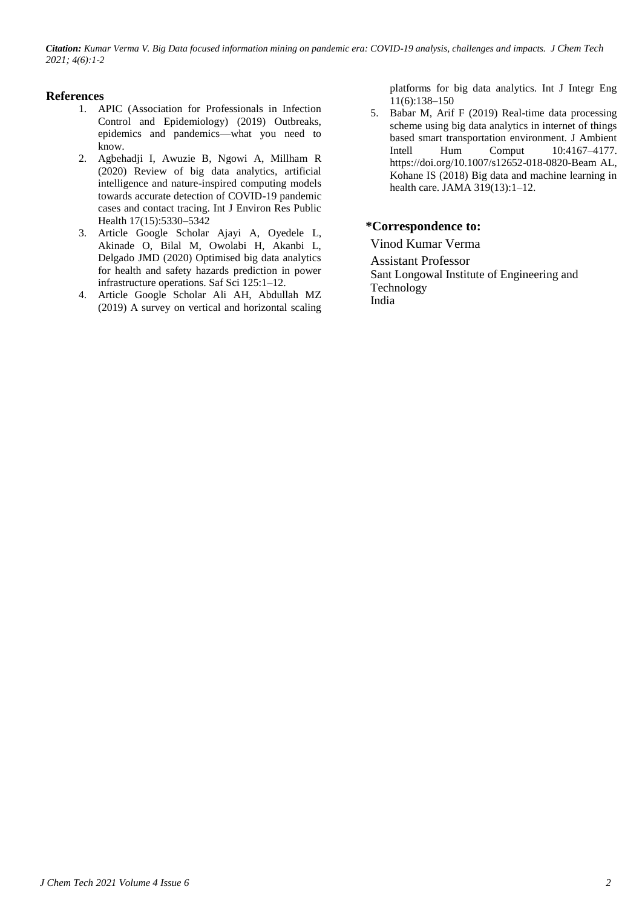## References

1. APIC (Association for Professionals in Infection Control and Epidemiology) (2019) Outbreaks, epidemics and pandemics—what you need to know.
2. Agbehadji I, Awuzie B, Ngowi A, Millham R (2020) Review of big data analytics, artificial intelligence and nature-inspired computing models towards accurate detection of COVID-19 pandemic cases and contact tracing. Int J Environ Res Public Health 17(15):5330–5342
3. Article Google Scholar Ajayi A, Oyedele L, Akinade O, Bilal M, Owolabi H, Akanbi L, Delgado JMD (2020) Optimised big data analytics for health and safety hazards prediction in power infrastructure operations. Saf Sci 125:1–12.
4. Article Google Scholar Ali AH, Abdullah MZ (2019) A survey on vertical and horizontal scaling platforms for big data analytics. Int J Integr Eng 11(6):138–150
5. Babar M, Arif F (2019) Real-time data processing scheme using big data analytics in internet of things based smart transportation environment. J Ambient Intell Hum Comput 10:4167–4177. https://doi.org/10.1007/s12652-018-0820-Beam AL, Kohane IS (2018) Big data and machine learning in health care. JAMA 319(13):1–12.

**\*Correspondence to:**

Vinod Kumar Verma

Assistant Professor

Sant Longowal Institute of Engineering and Technology

India